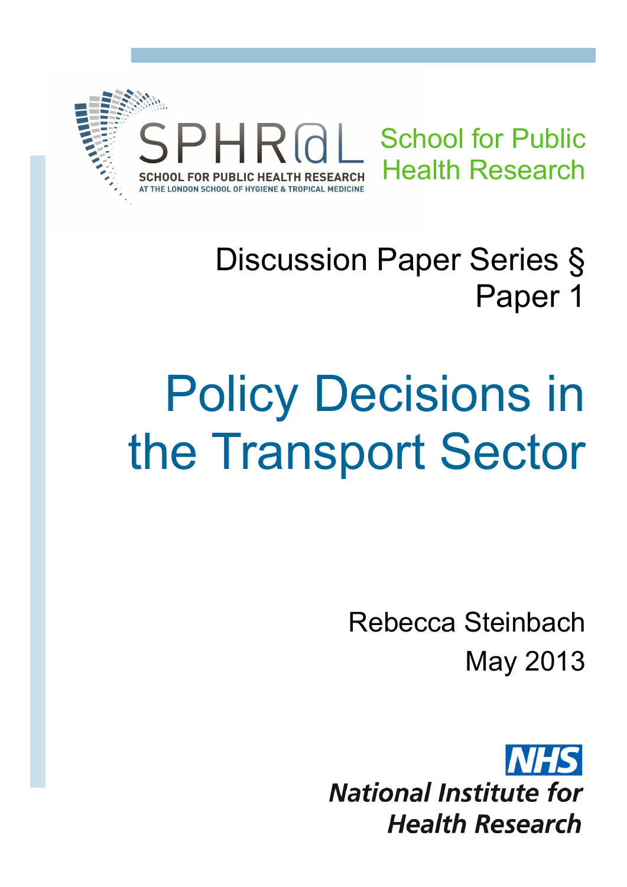SPHR@L

SCHOOL FOR PUBLIC HEALTH RESEARCH

AT THE LONDON SCHOOL OF HYGIENE & TROPICAL MEDICINE

School for Public Health Research

Discussion Paper Series §
Paper 1

# Policy Decisions in the Transport Sector

Rebecca Steinbach

May 2013

NHS

National Institute for Health Research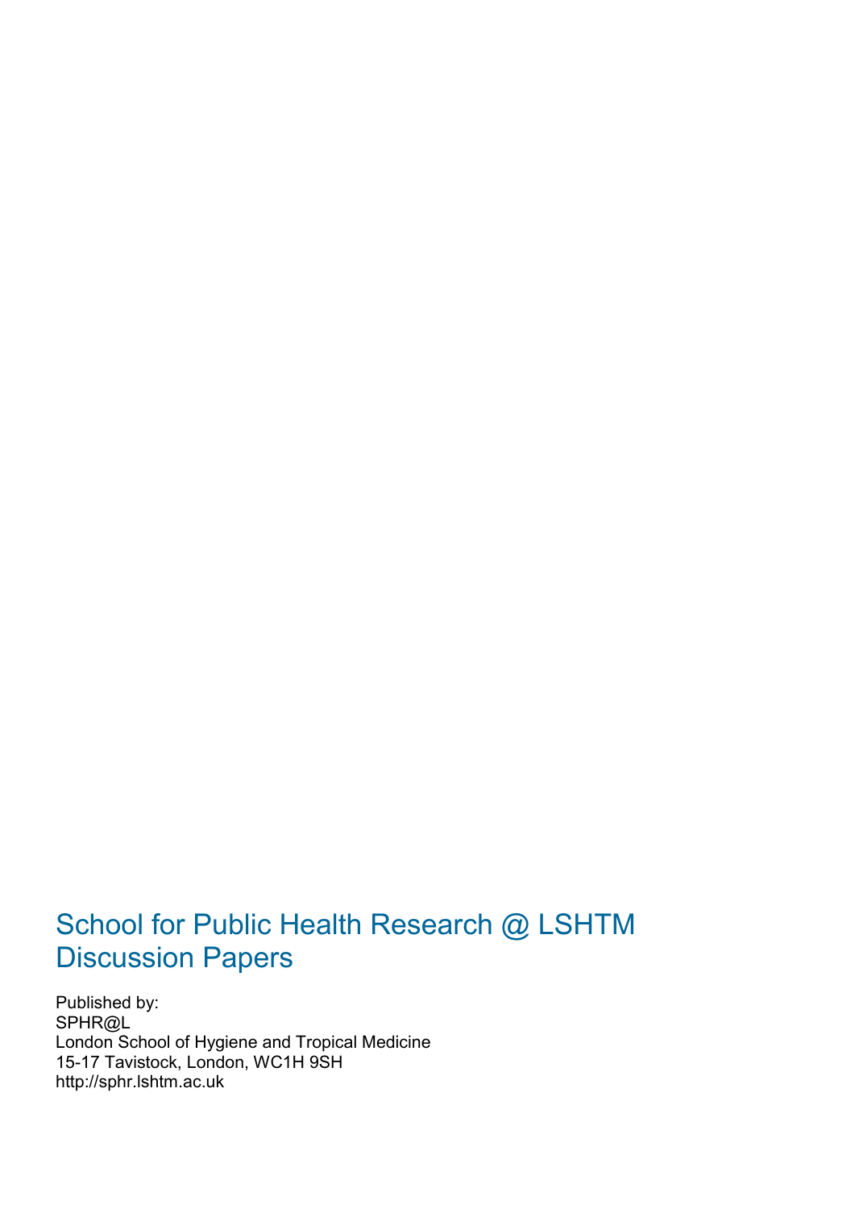## School for Public Health Research @ LSHTM Discussion Papers

Published by:
SPHR@L
London School of Hygiene and Tropical Medicine
15-17 Tavistock, London, WC1H 9SH
http://sphr.lshtm.ac.uk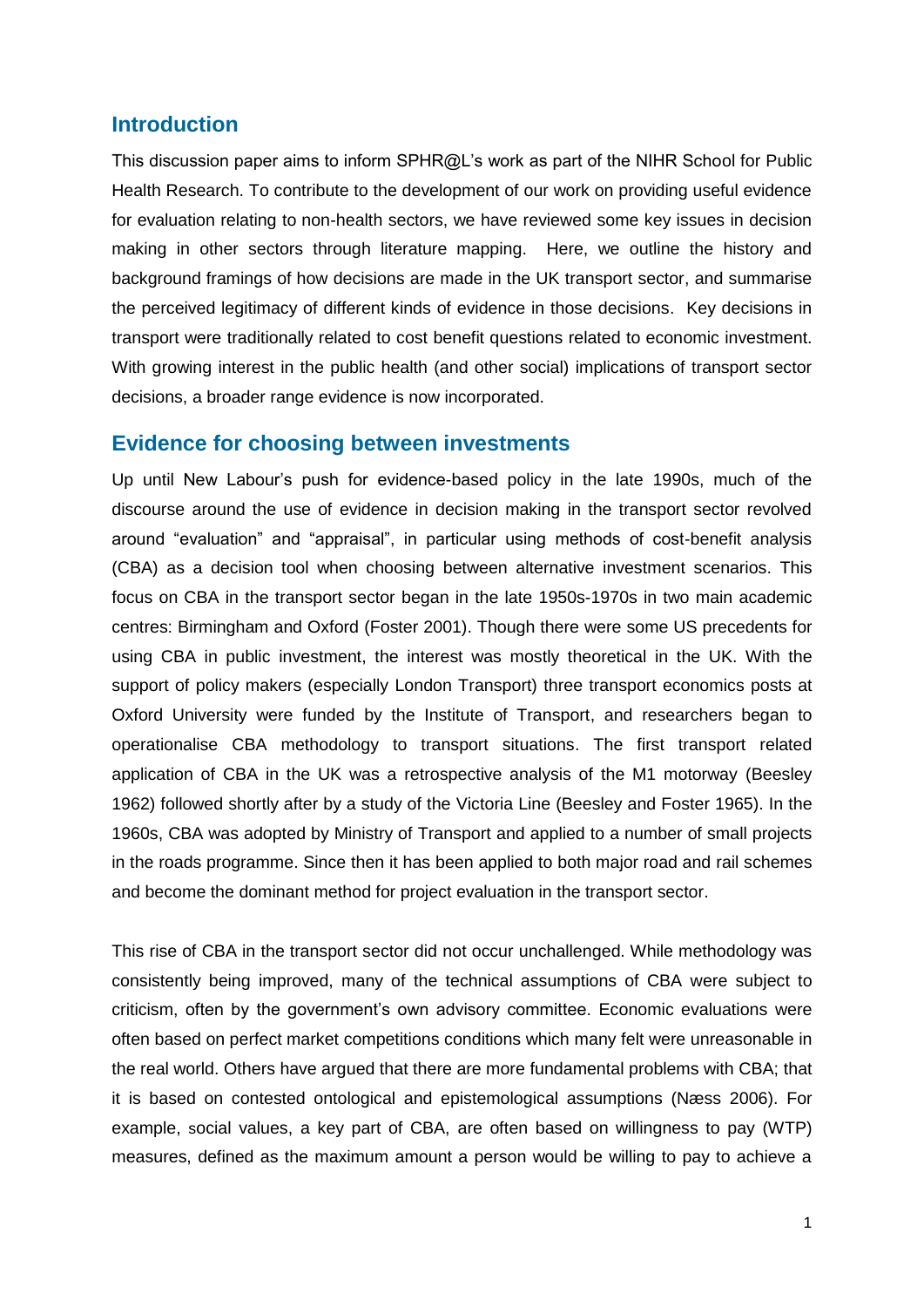## Introduction

This discussion paper aims to inform SPHR@L's work as part of the NIHR School for Public Health Research. To contribute to the development of our work on providing useful evidence for evaluation relating to non-health sectors, we have reviewed some key issues in decision making in other sectors through literature mapping. Here, we outline the history and background framings of how decisions are made in the UK transport sector, and summarise the perceived legitimacy of different kinds of evidence in those decisions. Key decisions in transport were traditionally related to cost benefit questions related to economic investment. With growing interest in the public health (and other social) implications of transport sector decisions, a broader range evidence is now incorporated.

## Evidence for choosing between investments

Up until New Labour's push for evidence-based policy in the late 1990s, much of the discourse around the use of evidence in decision making in the transport sector revolved around "evaluation" and "appraisal", in particular using methods of cost-benefit analysis (CBA) as a decision tool when choosing between alternative investment scenarios. This focus on CBA in the transport sector began in the late 1950s-1970s in two main academic centres: Birmingham and Oxford (Foster 2001). Though there were some US precedents for using CBA in public investment, the interest was mostly theoretical in the UK. With the support of policy makers (especially London Transport) three transport economics posts at Oxford University were funded by the Institute of Transport, and researchers began to operationalise CBA methodology to transport situations. The first transport related application of CBA in the UK was a retrospective analysis of the M1 motorway (Beesley 1962) followed shortly after by a study of the Victoria Line (Beesley and Foster 1965). In the 1960s, CBA was adopted by Ministry of Transport and applied to a number of small projects in the roads programme. Since then it has been applied to both major road and rail schemes and become the dominant method for project evaluation in the transport sector.

This rise of CBA in the transport sector did not occur unchallenged. While methodology was consistently being improved, many of the technical assumptions of CBA were subject to criticism, often by the government's own advisory committee. Economic evaluations were often based on perfect market competitions conditions which many felt were unreasonable in the real world. Others have argued that there are more fundamental problems with CBA; that it is based on contested ontological and epistemological assumptions (Næss 2006). For example, social values, a key part of CBA, are often based on willingness to pay (WTP) measures, defined as the maximum amount a person would be willing to pay to achieve a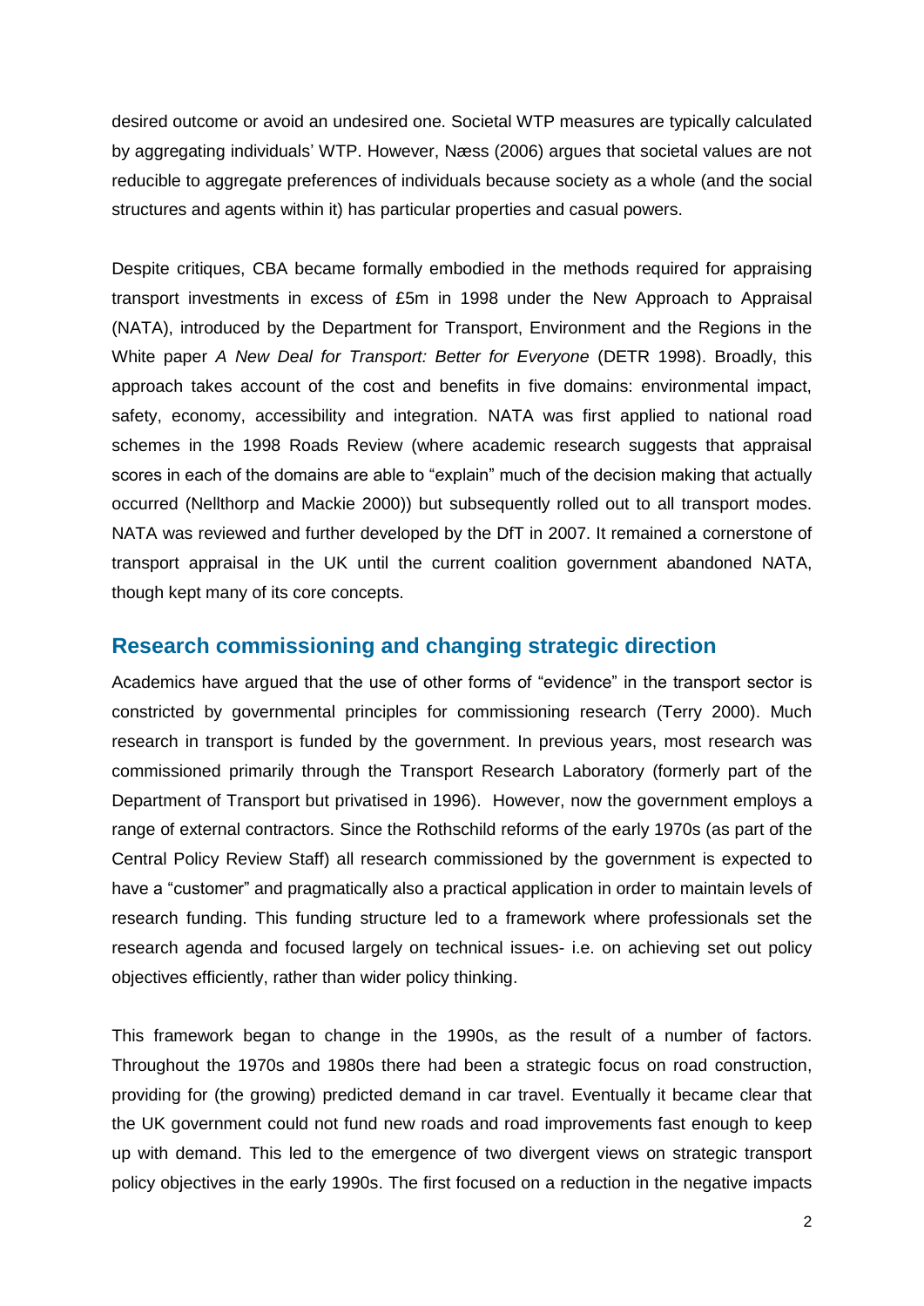desired outcome or avoid an undesired one. Societal WTP measures are typically calculated by aggregating individuals' WTP. However, Næss (2006) argues that societal values are not reducible to aggregate preferences of individuals because society as a whole (and the social structures and agents within it) has particular properties and casual powers.

Despite critiques, CBA became formally embodied in the methods required for appraising transport investments in excess of £5m in 1998 under the New Approach to Appraisal (NATA), introduced by the Department for Transport, Environment and the Regions in the White paper *A New Deal for Transport: Better for Everyone* (DETR 1998). Broadly, this approach takes account of the cost and benefits in five domains: environmental impact, safety, economy, accessibility and integration. NATA was first applied to national road schemes in the 1998 Roads Review (where academic research suggests that appraisal scores in each of the domains are able to "explain" much of the decision making that actually occurred (Nellthorp and Mackie 2000)) but subsequently rolled out to all transport modes. NATA was reviewed and further developed by the DfT in 2007. It remained a cornerstone of transport appraisal in the UK until the current coalition government abandoned NATA, though kept many of its core concepts.

## Research commissioning and changing strategic direction

Academics have argued that the use of other forms of "evidence" in the transport sector is constricted by governmental principles for commissioning research (Terry 2000). Much research in transport is funded by the government. In previous years, most research was commissioned primarily through the Transport Research Laboratory (formerly part of the Department of Transport but privatised in 1996). However, now the government employs a range of external contractors. Since the Rothschild reforms of the early 1970s (as part of the Central Policy Review Staff) all research commissioned by the government is expected to have a "customer" and pragmatically also a practical application in order to maintain levels of research funding. This funding structure led to a framework where professionals set the research agenda and focused largely on technical issues- i.e. on achieving set out policy objectives efficiently, rather than wider policy thinking.

This framework began to change in the 1990s, as the result of a number of factors. Throughout the 1970s and 1980s there had been a strategic focus on road construction, providing for (the growing) predicted demand in car travel. Eventually it became clear that the UK government could not fund new roads and road improvements fast enough to keep up with demand. This led to the emergence of two divergent views on strategic transport policy objectives in the early 1990s. The first focused on a reduction in the negative impacts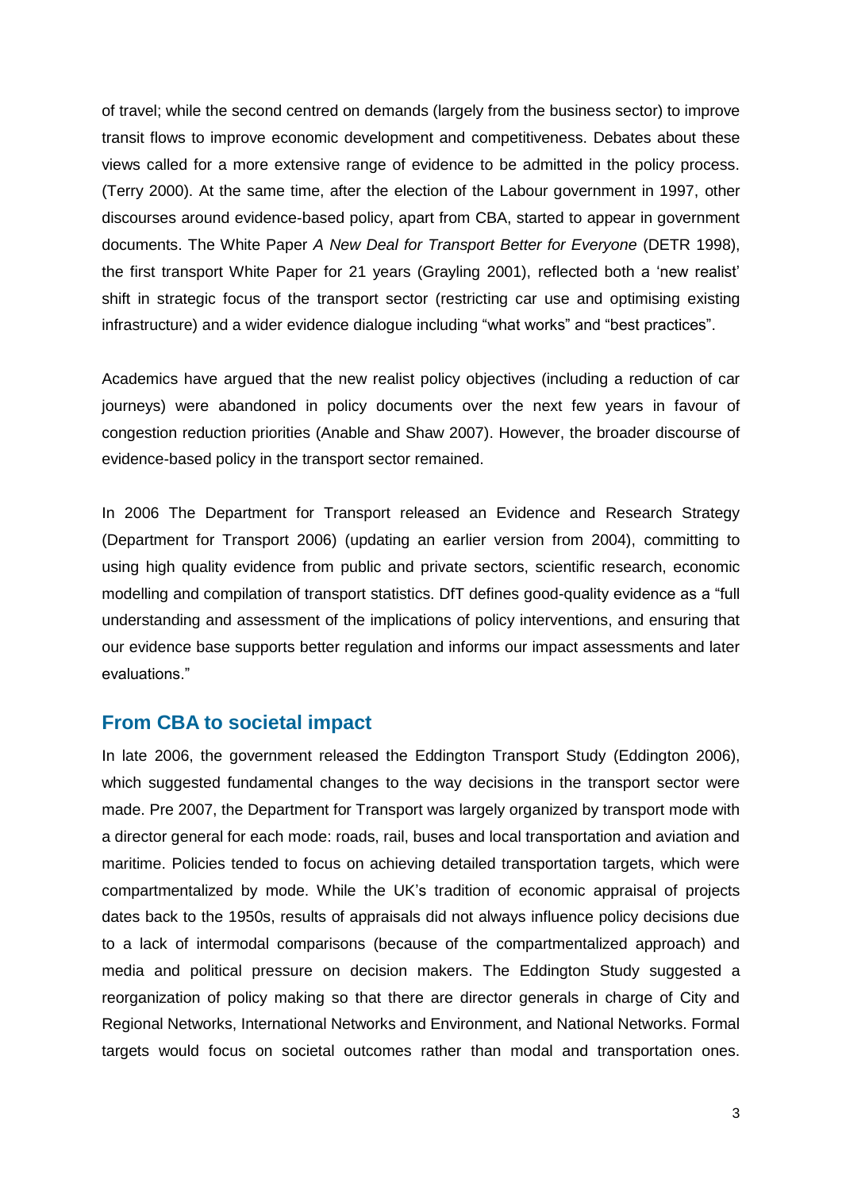of travel; while the second centred on demands (largely from the business sector) to improve transit flows to improve economic development and competitiveness. Debates about these views called for a more extensive range of evidence to be admitted in the policy process. (Terry 2000). At the same time, after the election of the Labour government in 1997, other discourses around evidence-based policy, apart from CBA, started to appear in government documents. The White Paper *A New Deal for Transport Better for Everyone* (DETR 1998), the first transport White Paper for 21 years (Grayling 2001), reflected both a 'new realist' shift in strategic focus of the transport sector (restricting car use and optimising existing infrastructure) and a wider evidence dialogue including "what works" and "best practices".

Academics have argued that the new realist policy objectives (including a reduction of car journeys) were abandoned in policy documents over the next few years in favour of congestion reduction priorities (Anable and Shaw 2007). However, the broader discourse of evidence-based policy in the transport sector remained.

In 2006 The Department for Transport released an Evidence and Research Strategy (Department for Transport 2006) (updating an earlier version from 2004), committing to using high quality evidence from public and private sectors, scientific research, economic modelling and compilation of transport statistics. DfT defines good-quality evidence as a "full understanding and assessment of the implications of policy interventions, and ensuring that our evidence base supports better regulation and informs our impact assessments and later evaluations."

## From CBA to societal impact

In late 2006, the government released the Eddington Transport Study (Eddington 2006), which suggested fundamental changes to the way decisions in the transport sector were made. Pre 2007, the Department for Transport was largely organized by transport mode with a director general for each mode: roads, rail, buses and local transportation and aviation and maritime. Policies tended to focus on achieving detailed transportation targets, which were compartmentalized by mode. While the UK's tradition of economic appraisal of projects dates back to the 1950s, results of appraisals did not always influence policy decisions due to a lack of intermodal comparisons (because of the compartmentalized approach) and media and political pressure on decision makers. The Eddington Study suggested a reorganization of policy making so that there are director generals in charge of City and Regional Networks, International Networks and Environment, and National Networks. Formal targets would focus on societal outcomes rather than modal and transportation ones.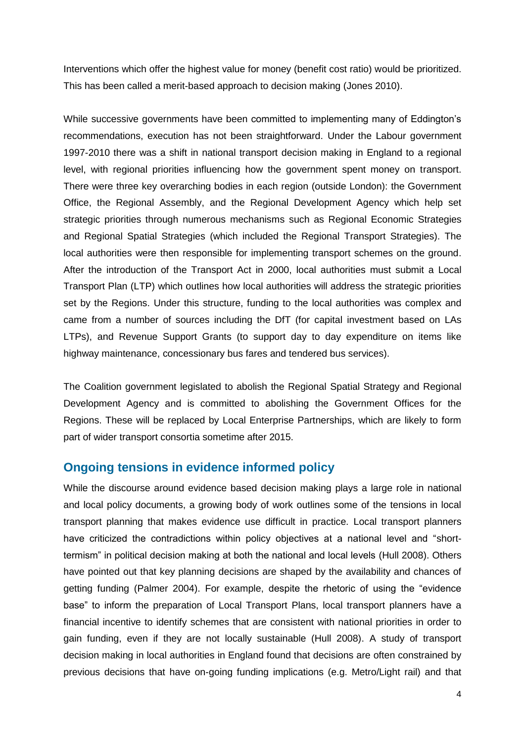Interventions which offer the highest value for money (benefit cost ratio) would be prioritized. This has been called a merit-based approach to decision making (Jones 2010).

While successive governments have been committed to implementing many of Eddington's recommendations, execution has not been straightforward. Under the Labour government 1997-2010 there was a shift in national transport decision making in England to a regional level, with regional priorities influencing how the government spent money on transport. There were three key overarching bodies in each region (outside London): the Government Office, the Regional Assembly, and the Regional Development Agency which help set strategic priorities through numerous mechanisms such as Regional Economic Strategies and Regional Spatial Strategies (which included the Regional Transport Strategies). The local authorities were then responsible for implementing transport schemes on the ground. After the introduction of the Transport Act in 2000, local authorities must submit a Local Transport Plan (LTP) which outlines how local authorities will address the strategic priorities set by the Regions. Under this structure, funding to the local authorities was complex and came from a number of sources including the DfT (for capital investment based on LAs LTPs), and Revenue Support Grants (to support day to day expenditure on items like highway maintenance, concessionary bus fares and tendered bus services).

The Coalition government legislated to abolish the Regional Spatial Strategy and Regional Development Agency and is committed to abolishing the Government Offices for the Regions. These will be replaced by Local Enterprise Partnerships, which are likely to form part of wider transport consortia sometime after 2015.

## Ongoing tensions in evidence informed policy

While the discourse around evidence based decision making plays a large role in national and local policy documents, a growing body of work outlines some of the tensions in local transport planning that makes evidence use difficult in practice. Local transport planners have criticized the contradictions within policy objectives at a national level and "short-termism" in political decision making at both the national and local levels (Hull 2008). Others have pointed out that key planning decisions are shaped by the availability and chances of getting funding (Palmer 2004). For example, despite the rhetoric of using the "evidence base" to inform the preparation of Local Transport Plans, local transport planners have a financial incentive to identify schemes that are consistent with national priorities in order to gain funding, even if they are not locally sustainable (Hull 2008). A study of transport decision making in local authorities in England found that decisions are often constrained by previous decisions that have on-going funding implications (e.g. Metro/Light rail) and that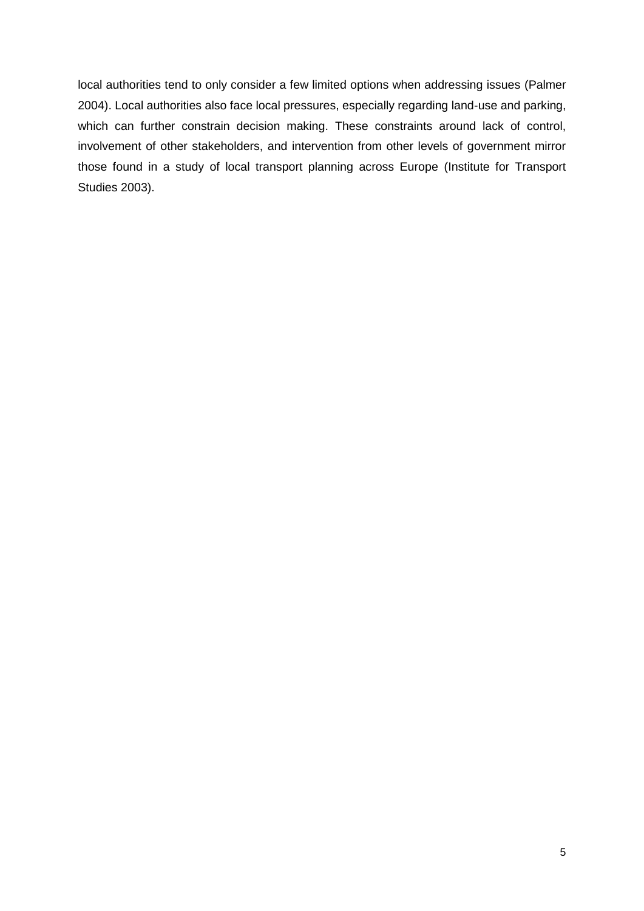local authorities tend to only consider a few limited options when addressing issues (Palmer 2004). Local authorities also face local pressures, especially regarding land-use and parking, which can further constrain decision making. These constraints around lack of control, involvement of other stakeholders, and intervention from other levels of government mirror those found in a study of local transport planning across Europe (Institute for Transport Studies 2003).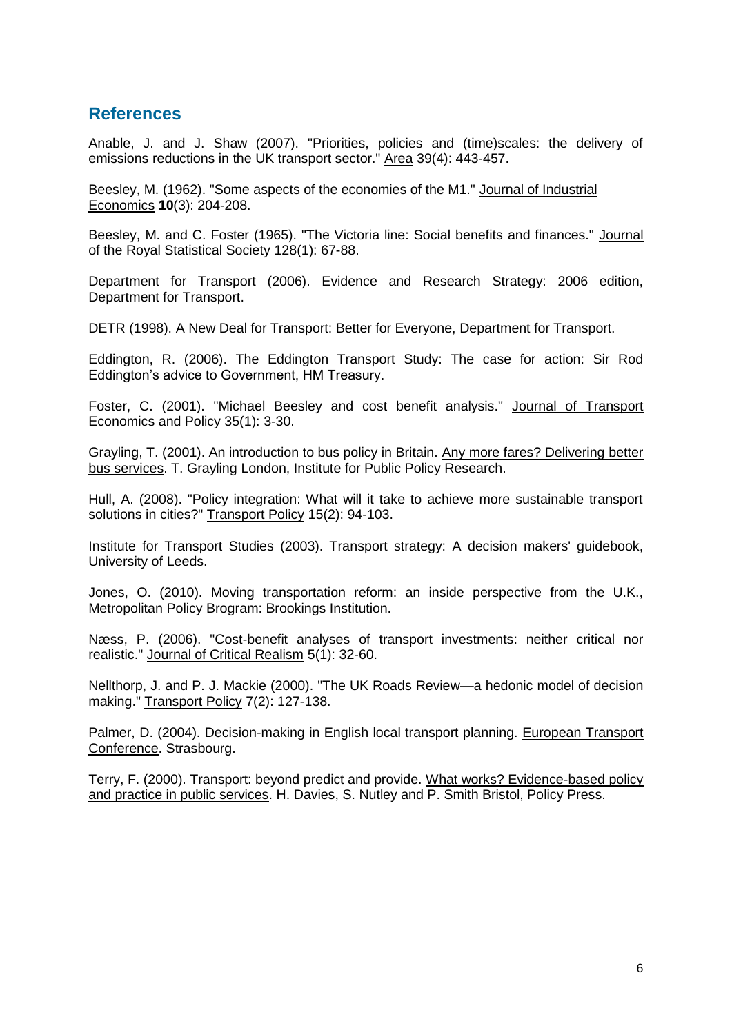## References

Anable, J. and J. Shaw (2007). "Priorities, policies and (time)scales: the delivery of emissions reductions in the UK transport sector." Area 39(4): 443-457.

Beesley, M. (1962). "Some aspects of the economies of the M1." Journal of Industrial Economics **10**(3): 204-208.

Beesley, M. and C. Foster (1965). "The Victoria line: Social benefits and finances." Journal of the Royal Statistical Society 128(1): 67-88.

Department for Transport (2006). Evidence and Research Strategy: 2006 edition, Department for Transport.

DETR (1998). A New Deal for Transport: Better for Everyone, Department for Transport.

Eddington, R. (2006). The Eddington Transport Study: The case for action: Sir Rod Eddington's advice to Government, HM Treasury.

Foster, C. (2001). "Michael Beesley and cost benefit analysis." Journal of Transport Economics and Policy 35(1): 3-30.

Grayling, T. (2001). An introduction to bus policy in Britain. Any more fares? Delivering better bus services. T. Grayling London, Institute for Public Policy Research.

Hull, A. (2008). "Policy integration: What will it take to achieve more sustainable transport solutions in cities?" Transport Policy 15(2): 94-103.

Institute for Transport Studies (2003). Transport strategy: A decision makers' guidebook, University of Leeds.

Jones, O. (2010). Moving transportation reform: an inside perspective from the U.K., Metropolitan Policy Brogram: Brookings Institution.

Næss, P. (2006). "Cost-benefit analyses of transport investments: neither critical nor realistic." Journal of Critical Realism 5(1): 32-60.

Nellthorp, J. and P. J. Mackie (2000). "The UK Roads Review—a hedonic model of decision making." Transport Policy 7(2): 127-138.

Palmer, D. (2004). Decision-making in English local transport planning. European Transport Conference. Strasbourg.

Terry, F. (2000). Transport: beyond predict and provide. What works? Evidence-based policy and practice in public services. H. Davies, S. Nutley and P. Smith Bristol, Policy Press.